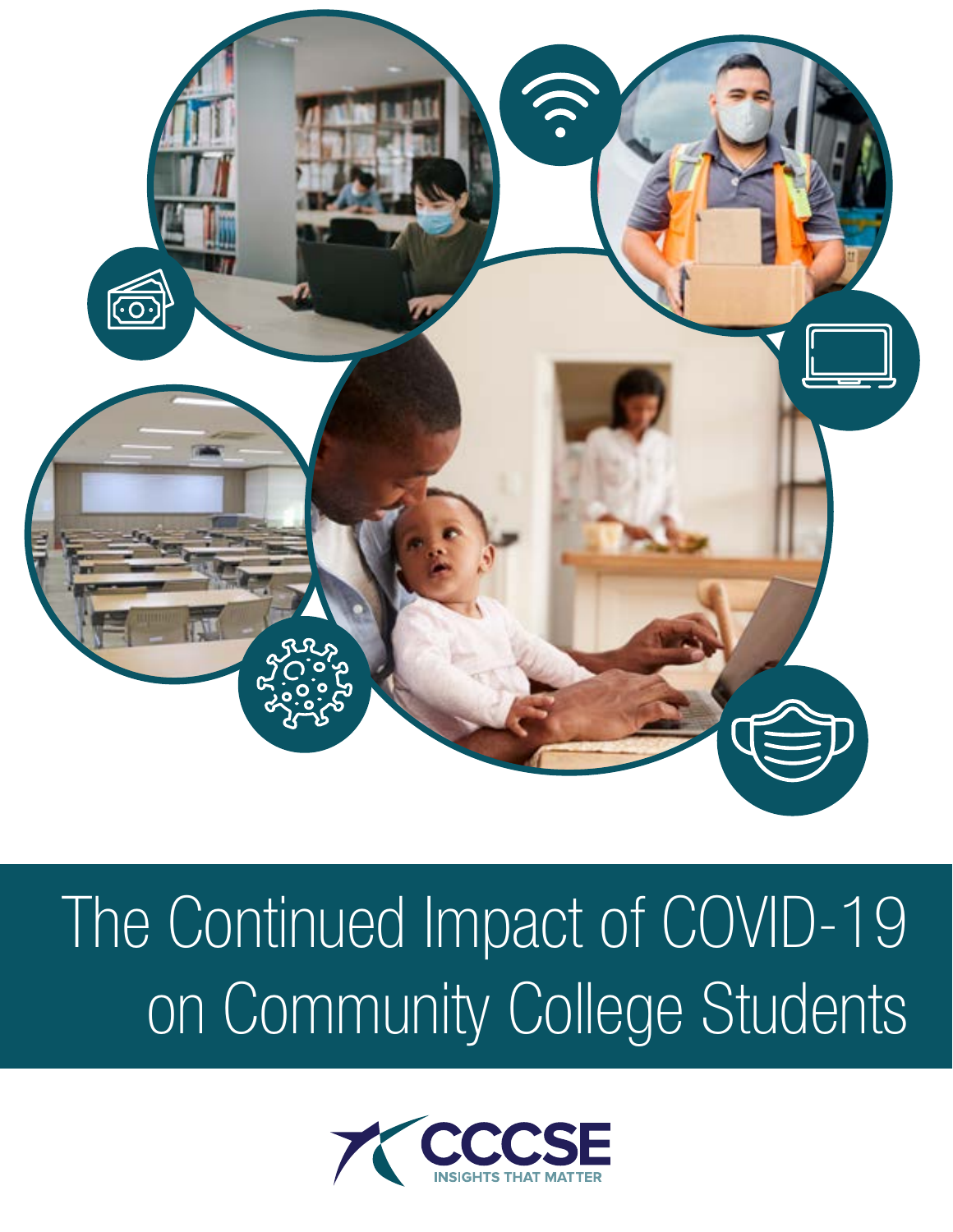# The Continued Impact of COVID-19 on Community College Students

CCCSE

INSIGHTS THAT MATTER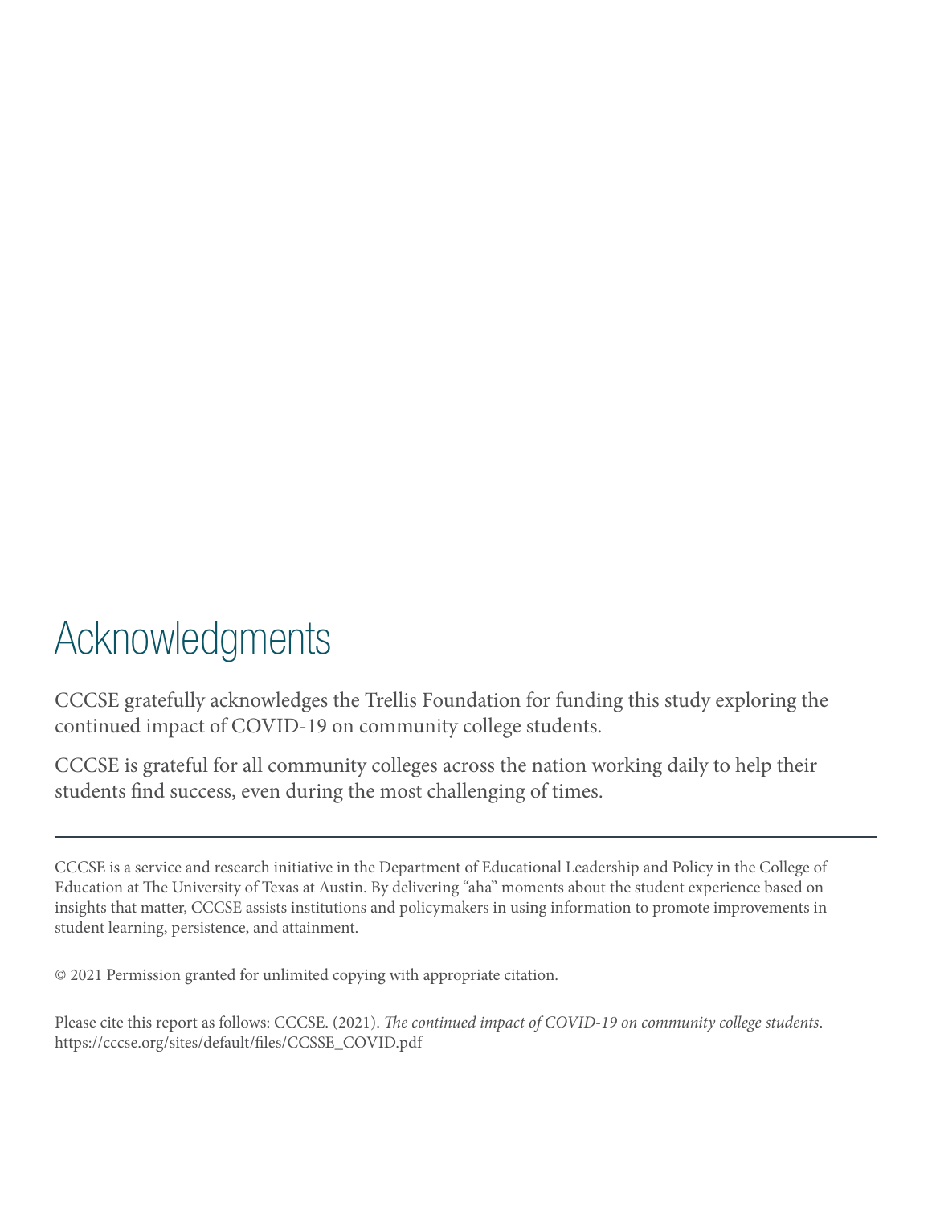# Acknowledgments

CCCSE gratefully acknowledges the Trellis Foundation for funding this study exploring the continued impact of COVID-19 on community college students.

CCCSE is grateful for all community colleges across the nation working daily to help their students find success, even during the most challenging of times.

---

CCCSE is a service and research initiative in the Department of Educational Leadership and Policy in the College of Education at The University of Texas at Austin. By delivering "aha" moments about the student experience based on insights that matter, CCCSE assists institutions and policymakers in using information to promote improvements in student learning, persistence, and attainment.

© 2021 Permission granted for unlimited copying with appropriate citation.

Please cite this report as follows: CCCSE. (2021). *The continued impact of COVID-19 on community college students*. https://cccse.org/sites/default/files/CCSSE_COVID.pdf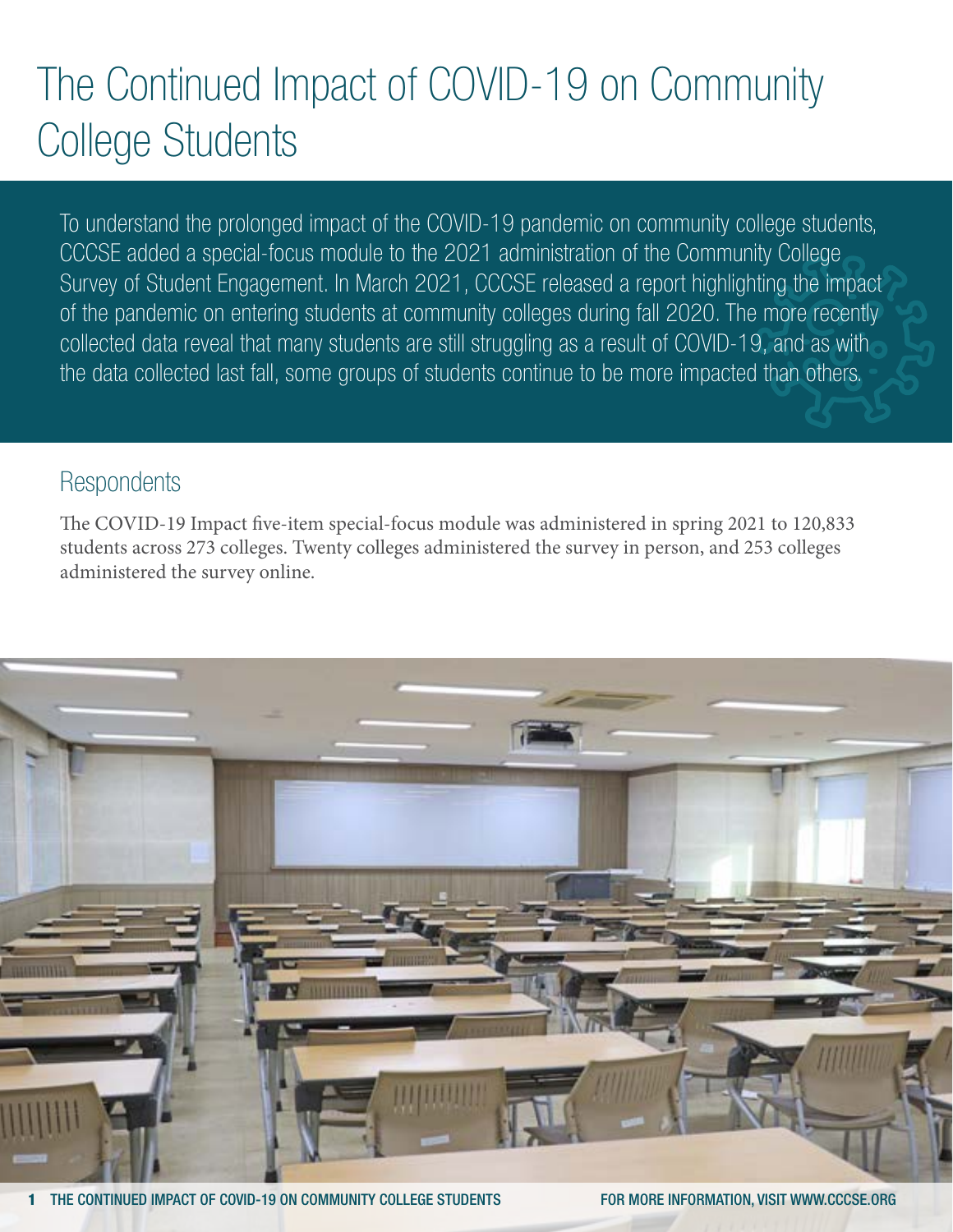# The Continued Impact of COVID-19 on Community College Students

To understand the prolonged impact of the COVID-19 pandemic on community college students, CCCSE added a special-focus module to the 2021 administration of the Community College Survey of Student Engagement. In March 2021, CCCSE released a report highlighting the impact of the pandemic on entering students at community colleges during fall 2020. The more recently collected data reveal that many students are still struggling as a result of COVID-19, and as with the data collected last fall, some groups of students continue to be more impacted than others.

## Respondents

The COVID-19 Impact five-item special-focus module was administered in spring 2021 to 120,833 students across 273 colleges. Twenty colleges administered the survey in person, and 253 colleges administered the survey online.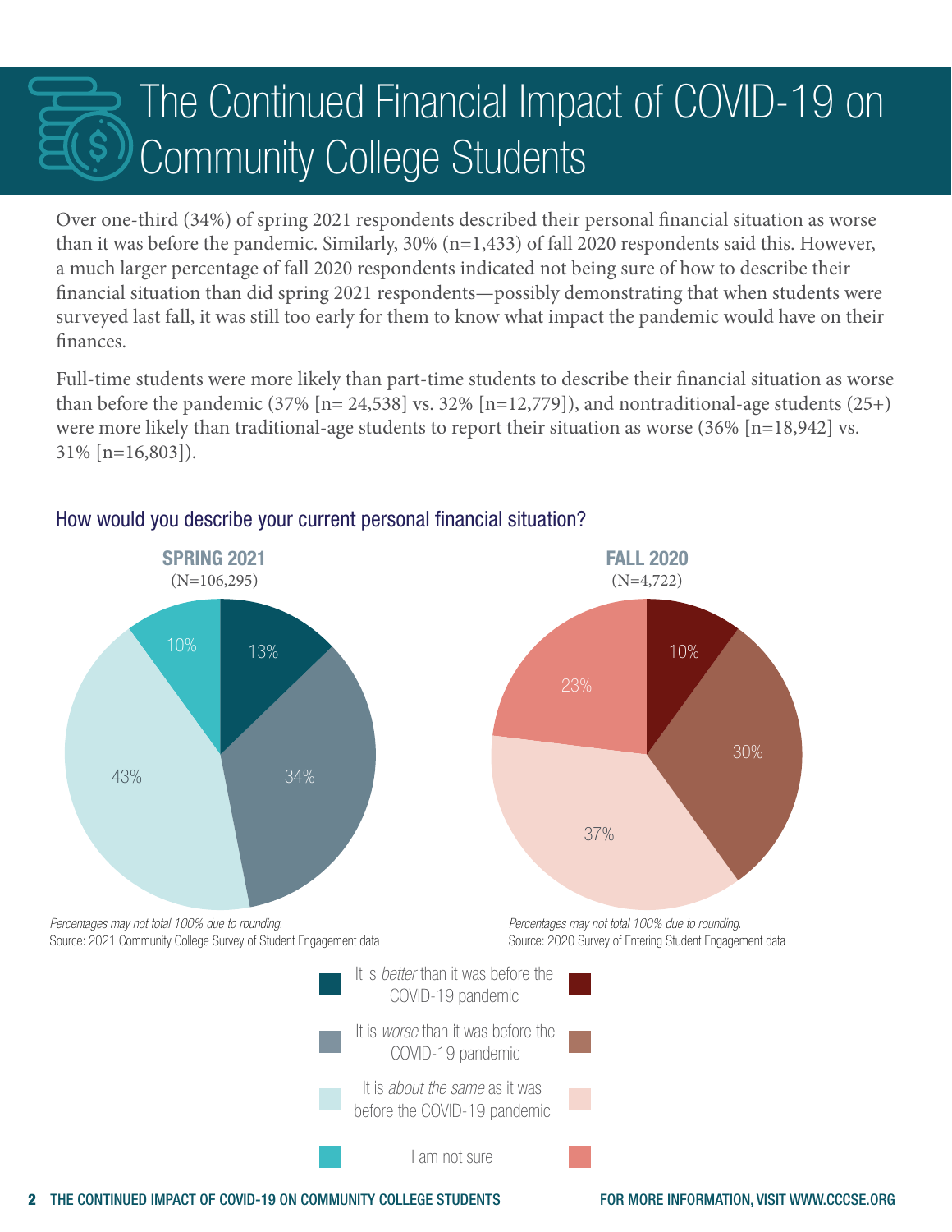# The Continued Financial Impact of COVID-19 on Community College Students

Over one-third (34%) of spring 2021 respondents described their personal financial situation as worse than it was before the pandemic. Similarly, 30% (n=1,433) of fall 2020 respondents said this. However, a much larger percentage of fall 2020 respondents indicated not being sure of how to describe their financial situation than did spring 2021 respondents—possibly demonstrating that when students were surveyed last fall, it was still too early for them to know what impact the pandemic would have on their finances.

Full-time students were more likely than part-time students to describe their financial situation as worse than before the pandemic (37% [n= 24,538] vs. 32% [n=12,779]), and nontraditional-age students (25+) were more likely than traditional-age students to report their situation as worse (36% [n=18,942] vs. 31% [n=16,803]).

## How would you describe your current personal financial situation?

| Response | SPRING 2021 (N=106,295) | FALL 2020 (N=4,722) |
|---|---|---|
| It is *better* than it was before the COVID-19 pandemic | 13% | 10% |
| It is *worse* than it was before the COVID-19 pandemic | 34% | 30% |
| It is *about the same* as it was before the COVID-19 pandemic | 43% | 37% |
| I am not sure | 10% | 23% |

*Percentages may not total 100% due to rounding.*
Source: 2021 Community College Survey of Student Engagement data

*Percentages may not total 100% due to rounding.*
Source: 2020 Survey of Entering Student Engagement data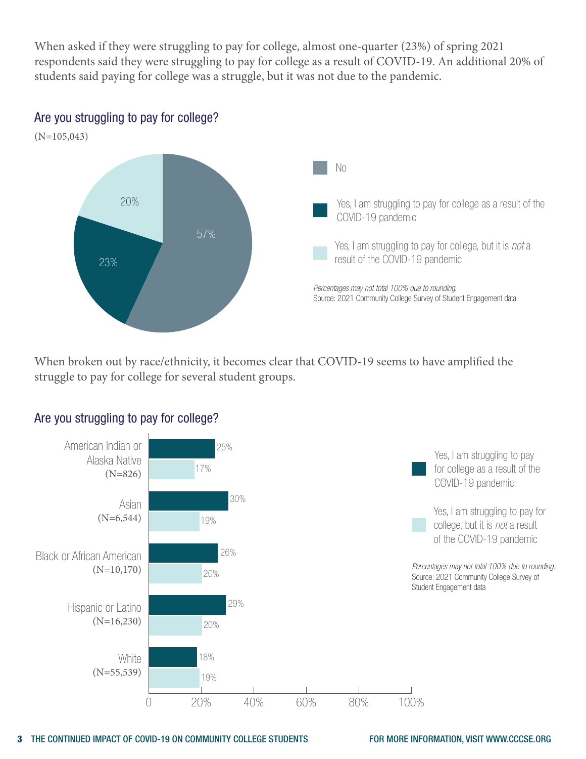When asked if they were struggling to pay for college, almost one-quarter (23%) of spring 2021 respondents said they were struggling to pay for college as a result of COVID-19. An additional 20% of students said paying for college was a struggle, but it was not due to the pandemic.

### Are you struggling to pay for college?

(N=105,043)

| Response | Percentage |
|---|---|
| No | 57% |
| Yes, I am struggling to pay for college as a result of the COVID-19 pandemic | 23% |
| Yes, I am struggling to pay for college, but it is *not* a result of the COVID-19 pandemic | 20% |

*Percentages may not total 100% due to rounding.*
Source: 2021 Community College Survey of Student Engagement data

When broken out by race/ethnicity, it becomes clear that COVID-19 seems to have amplified the struggle to pay for college for several student groups.

### Are you struggling to pay for college?

| Race/Ethnicity | Yes, I am struggling to pay for college as a result of the COVID-19 pandemic | Yes, I am struggling to pay for college, but it is *not* a result of the COVID-19 pandemic |
|---|---|---|
| American Indian or Alaska Native (N=826) | 25% | 17% |
| Asian (N=6,544) | 30% | 19% |
| Black or African American (N=10,170) | 26% | 20% |
| Hispanic or Latino (N=16,230) | 29% | 20% |
| White (N=55,539) | 18% | 19% |

*Percentages may not total 100% due to rounding.*
Source: 2021 Community College Survey of Student Engagement data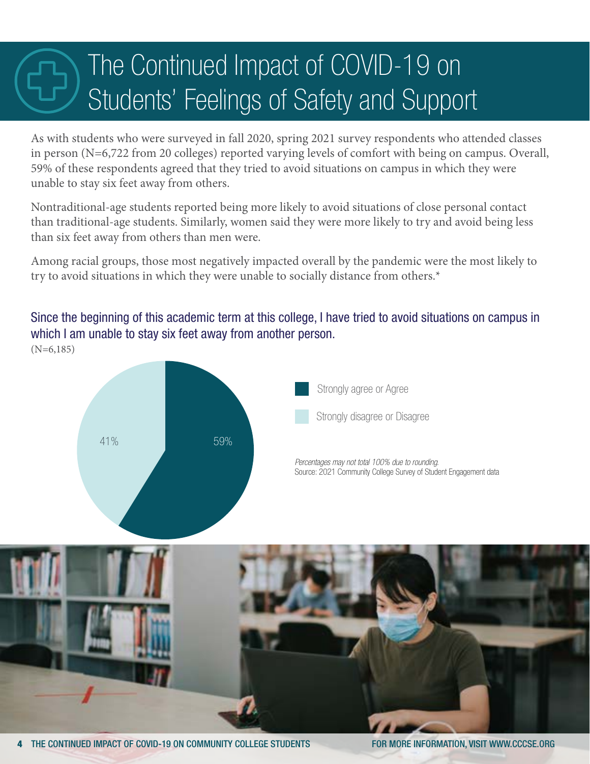# The Continued Impact of COVID-19 on Students' Feelings of Safety and Support

As with students who were surveyed in fall 2020, spring 2021 survey respondents who attended classes in person (N=6,722 from 20 colleges) reported varying levels of comfort with being on campus. Overall, 59% of these respondents agreed that they tried to avoid situations on campus in which they were unable to stay six feet away from others.

Nontraditional-age students reported being more likely to avoid situations of close personal contact than traditional-age students. Similarly, women said they were more likely to try and avoid being less than six feet away from others than men were.

Among racial groups, those most negatively impacted overall by the pandemic were the most likely to try to avoid situations in which they were unable to socially distance from others.*

### Since the beginning of this academic term at this college, I have tried to avoid situations on campus in which I am unable to stay six feet away from another person.

(N=6,185)

| Response | Percentage |
| --- | --- |
| Strongly agree or Agree | 59% |
| Strongly disagree or Disagree | 41% |

*Percentages may not total 100% due to rounding.*

Source: 2021 Community College Survey of Student Engagement data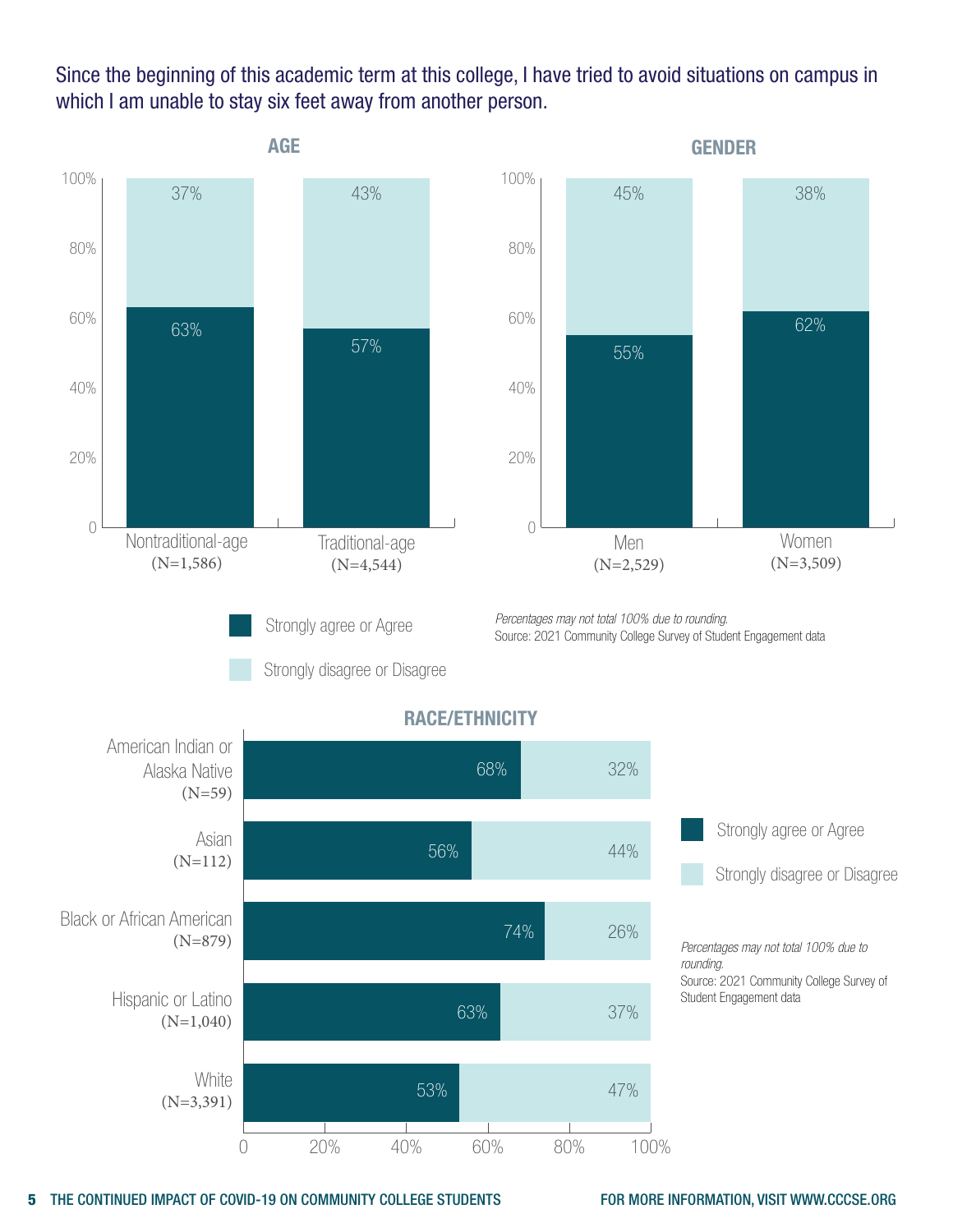Since the beginning of this academic term at this college, I have tried to avoid situations on campus in which I am unable to stay six feet away from another person.

**AGE**

| | Strongly agree or Agree | Strongly disagree or Disagree |
|---|---|---|
| Nontraditional-age (N=1,586) | 63% | 37% |
| Traditional-age (N=4,544) | 57% | 43% |

**GENDER**

| | Strongly agree or Agree | Strongly disagree or Disagree |
|---|---|---|
| Men (N=2,529) | 55% | 45% |
| Women (N=3,509) | 62% | 38% |

*Percentages may not total 100% due to rounding.*
Source: 2021 Community College Survey of Student Engagement data

**RACE/ETHNICITY**

| | Strongly agree or Agree | Strongly disagree or Disagree |
|---|---|---|
| American Indian or Alaska Native (N=59) | 68% | 32% |
| Asian (N=112) | 56% | 44% |
| Black or African American (N=879) | 74% | 26% |
| Hispanic or Latino (N=1,040) | 63% | 37% |
| White (N=3,391) | 53% | 47% |

*Percentages may not total 100% due to rounding.*
Source: 2021 Community College Survey of Student Engagement data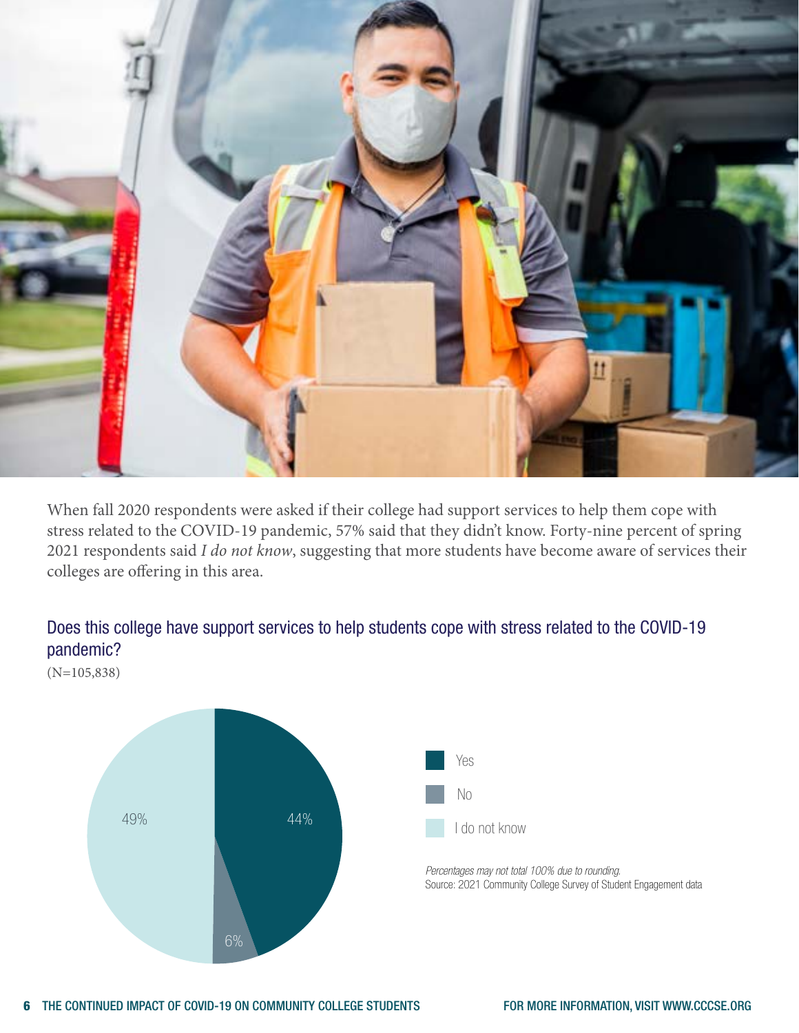When fall 2020 respondents were asked if their college had support services to help them cope with stress related to the COVID-19 pandemic, 57% said that they didn't know. Forty-nine percent of spring 2021 respondents said *I do not know*, suggesting that more students have become aware of services their colleges are offering in this area.

## Does this college have support services to help students cope with stress related to the COVID-19 pandemic?

(N=105,838)

| Response | Percent |
| --- | --- |
| Yes | 44% |
| No | 6% |
| I do not know | 49% |

*Percentages may not total 100% due to rounding.*
Source: 2021 Community College Survey of Student Engagement data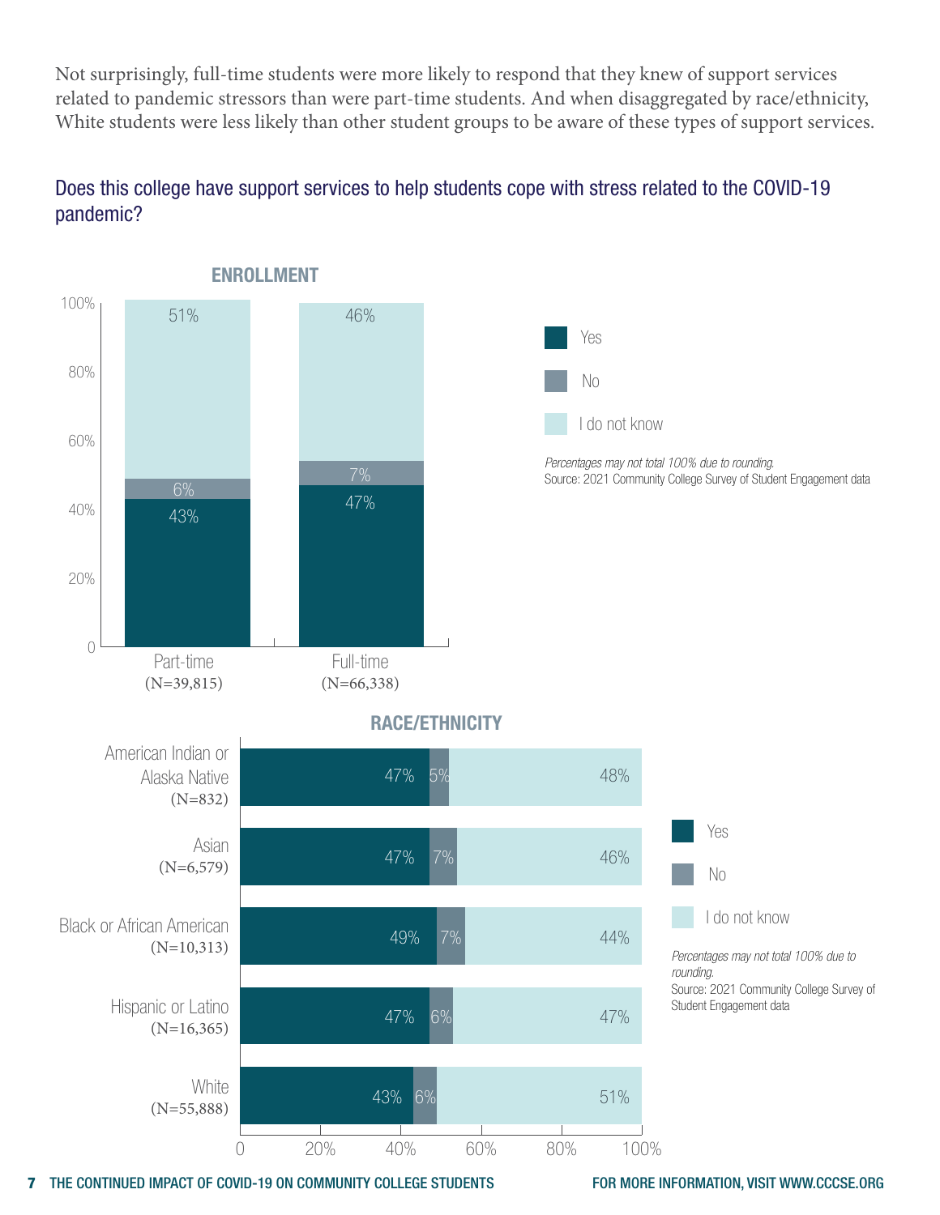Not surprisingly, full-time students were more likely to respond that they knew of support services related to pandemic stressors than were part-time students. And when disaggregated by race/ethnicity, White students were less likely than other student groups to be aware of these types of support services.

## Does this college have support services to help students cope with stress related to the COVID-19 pandemic?

### ENROLLMENT

| Enrollment | Yes | No | I do not know |
|---|---|---|---|
| Part-time (N=39,815) | 43% | 6% | 51% |
| Full-time (N=66,338) | 47% | 7% | 46% |

*Percentages may not total 100% due to rounding.*
Source: 2021 Community College Survey of Student Engagement data

### RACE/ETHNICITY

| Race/Ethnicity | Yes | No | I do not know |
|---|---|---|---|
| American Indian or Alaska Native (N=832) | 47% | 5% | 48% |
| Asian (N=6,579) | 47% | 7% | 46% |
| Black or African American (N=10,313) | 49% | 7% | 44% |
| Hispanic or Latino (N=16,365) | 47% | 6% | 47% |
| White (N=55,888) | 43% | 6% | 51% |

*Percentages may not total 100% due to rounding.*
Source: 2021 Community College Survey of Student Engagement data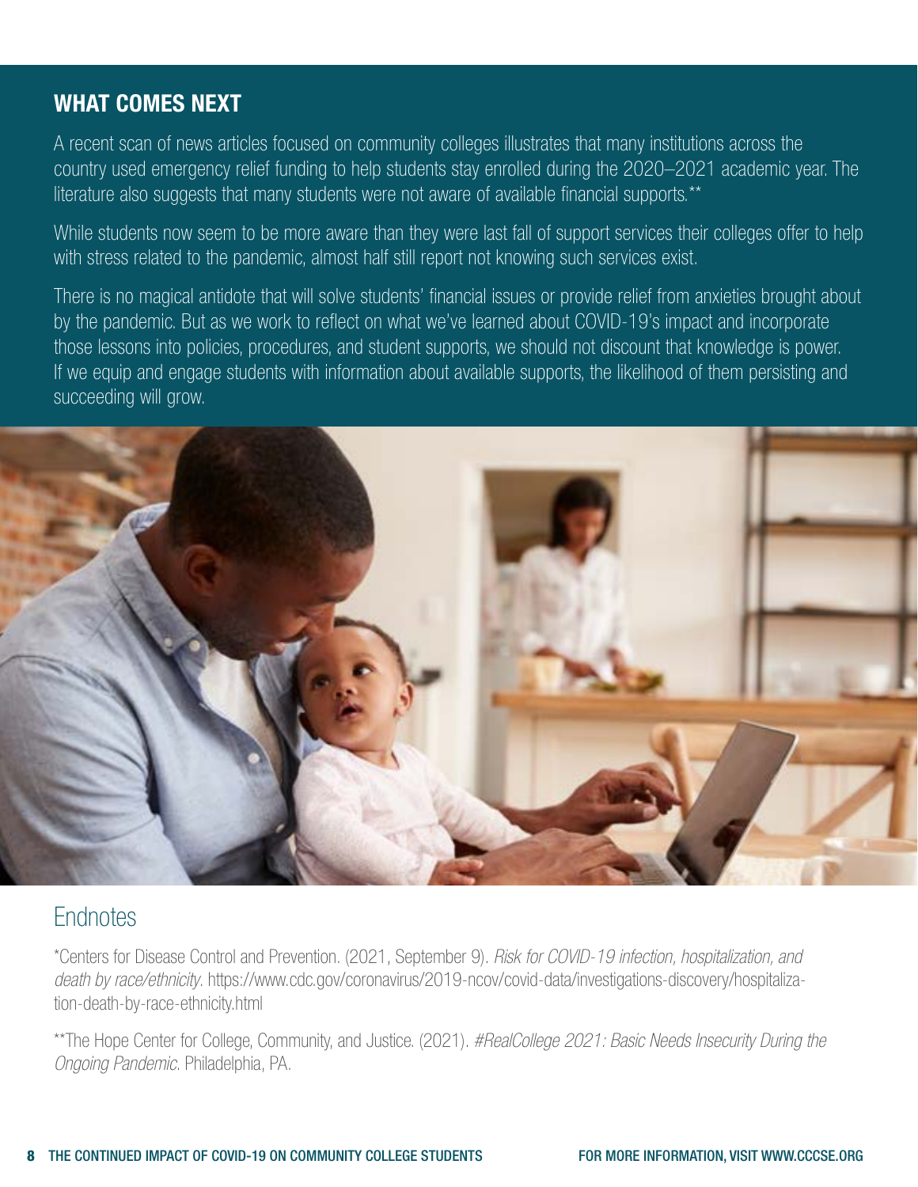## WHAT COMES NEXT

A recent scan of news articles focused on community colleges illustrates that many institutions across the country used emergency relief funding to help students stay enrolled during the 2020–2021 academic year. The literature also suggests that many students were not aware of available financial supports.**

While students now seem to be more aware than they were last fall of support services their colleges offer to help with stress related to the pandemic, almost half still report not knowing such services exist.

There is no magical antidote that will solve students' financial issues or provide relief from anxieties brought about by the pandemic. But as we work to reflect on what we've learned about COVID-19's impact and incorporate those lessons into policies, procedures, and student supports, we should not discount that knowledge is power. If we equip and engage students with information about available supports, the likelihood of them persisting and succeeding will grow.

## Endnotes

*Centers for Disease Control and Prevention. (2021, September 9). *Risk for COVID-19 infection, hospitalization, and death by race/ethnicity*. https://www.cdc.gov/coronavirus/2019-ncov/covid-data/investigations-discovery/hospitalization-death-by-race-ethnicity.html

**The Hope Center for College, Community, and Justice. (2021). *#RealCollege 2021: Basic Needs Insecurity During the Ongoing Pandemic*. Philadelphia, PA.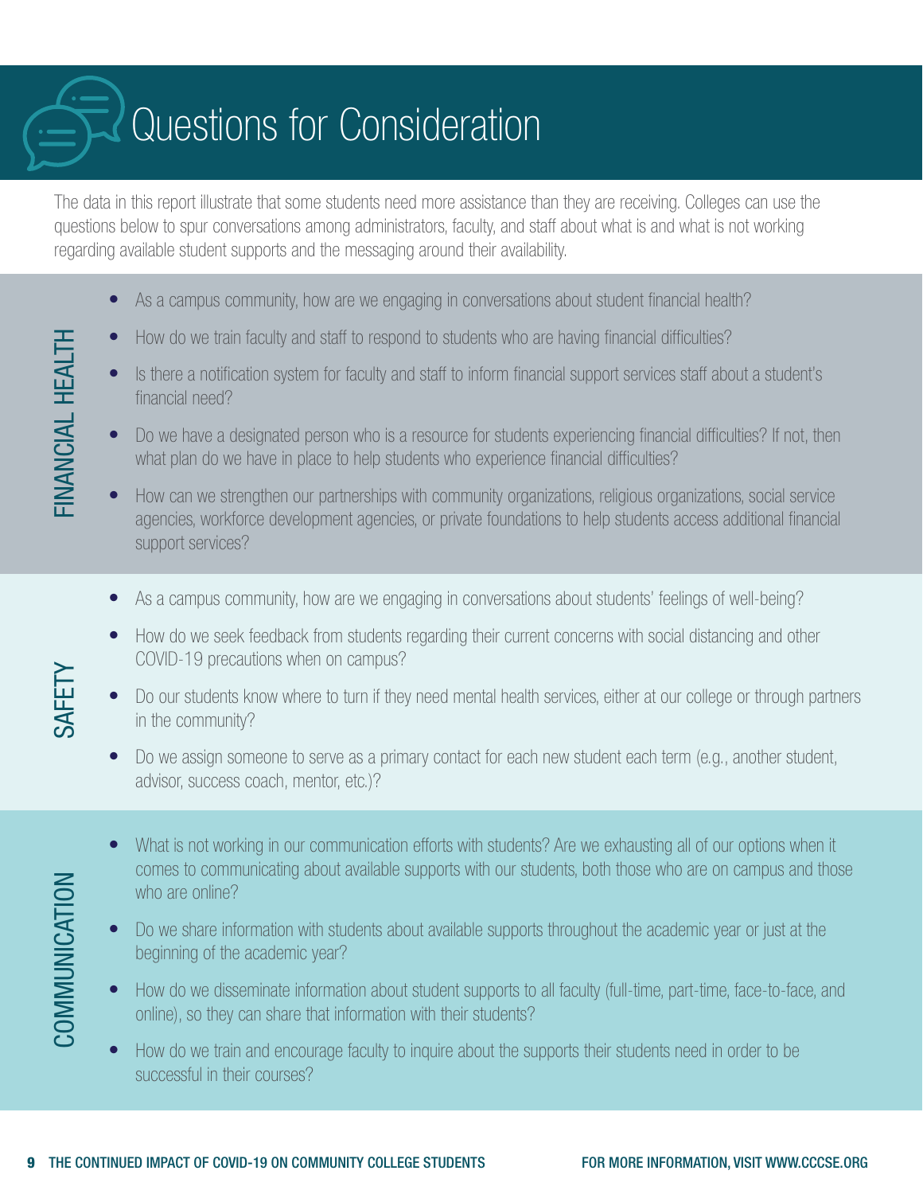# Questions for Consideration

The data in this report illustrate that some students need more assistance than they are receiving. Colleges can use the questions below to spur conversations among administrators, faculty, and staff about what is and what is not working regarding available student supports and the messaging around their availability.

## FINANCIAL HEALTH

- As a campus community, how are we engaging in conversations about student financial health?
- How do we train faculty and staff to respond to students who are having financial difficulties?
- Is there a notification system for faculty and staff to inform financial support services staff about a student's financial need?
- Do we have a designated person who is a resource for students experiencing financial difficulties? If not, then what plan do we have in place to help students who experience financial difficulties?
- How can we strengthen our partnerships with community organizations, religious organizations, social service agencies, workforce development agencies, or private foundations to help students access additional financial support services?

## SAFETY

- As a campus community, how are we engaging in conversations about students' feelings of well-being?
- How do we seek feedback from students regarding their current concerns with social distancing and other COVID-19 precautions when on campus?
- Do our students know where to turn if they need mental health services, either at our college or through partners in the community?
- Do we assign someone to serve as a primary contact for each new student each term (e.g., another student, advisor, success coach, mentor, etc.)?

## COMMUNICATION

- What is not working in our communication efforts with students? Are we exhausting all of our options when it comes to communicating about available supports with our students, both those who are on campus and those who are online?
- Do we share information with students about available supports throughout the academic year or just at the beginning of the academic year?
- How do we disseminate information about student supports to all faculty (full-time, part-time, face-to-face, and online), so they can share that information with their students?
- How do we train and encourage faculty to inquire about the supports their students need in order to be successful in their courses?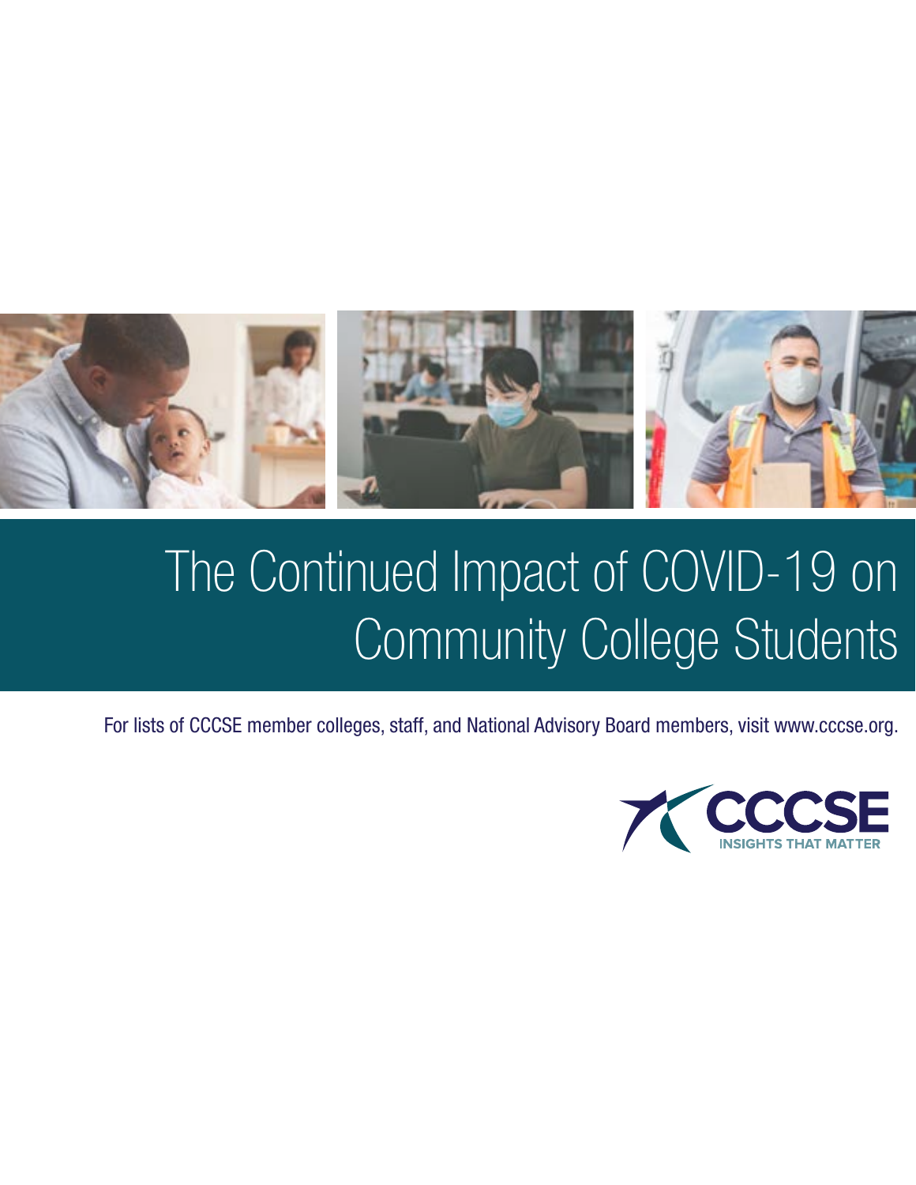# The Continued Impact of COVID-19 on Community College Students

For lists of CCCSE member colleges, staff, and National Advisory Board members, visit www.cccse.org.

CCCSE
INSIGHTS THAT MATTER